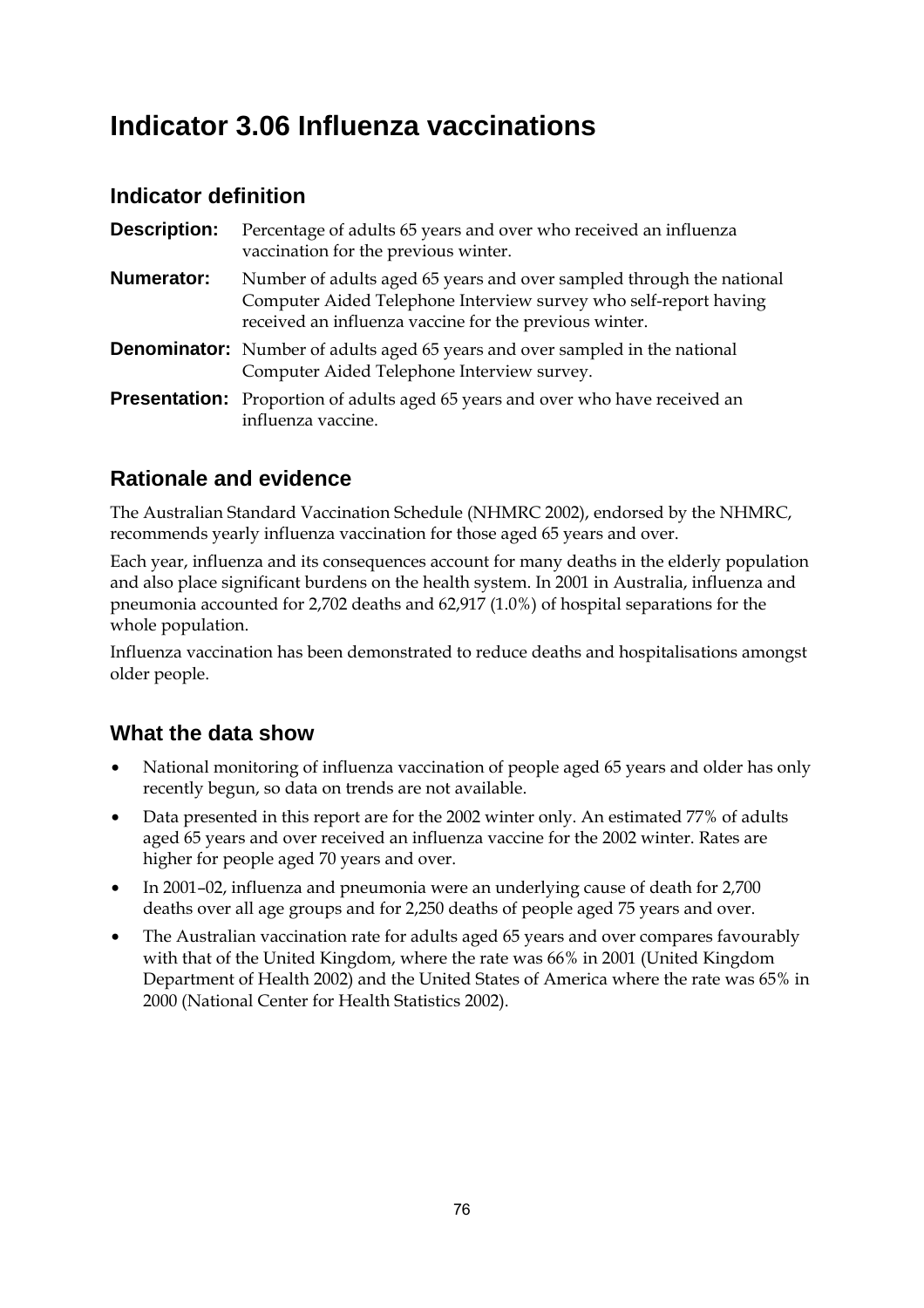# Indicator 3.06 Influenza vaccinations

## Indicator definition

**Description:** Percentage of adults 65 years and over who received an influenza vaccination for the previous winter.

**Numerator:** Number of adults aged 65 years and over sampled through the national Computer Aided Telephone Interview survey who self-report having received an influenza vaccine for the previous winter.

**Denominator:** Number of adults aged 65 years and over sampled in the national Computer Aided Telephone Interview survey.

**Presentation:** Proportion of adults aged 65 years and over who have received an influenza vaccine.

## Rationale and evidence

The Australian Standard Vaccination Schedule (NHMRC 2002), endorsed by the NHMRC, recommends yearly influenza vaccination for those aged 65 years and over.

Each year, influenza and its consequences account for many deaths in the elderly population and also place significant burdens on the health system. In 2001 in Australia, influenza and pneumonia accounted for 2,702 deaths and 62,917 (1.0%) of hospital separations for the whole population.

Influenza vaccination has been demonstrated to reduce deaths and hospitalisations amongst older people.

## What the data show

- National monitoring of influenza vaccination of people aged 65 years and older has only recently begun, so data on trends are not available.
- Data presented in this report are for the 2002 winter only. An estimated 77% of adults aged 65 years and over received an influenza vaccine for the 2002 winter. Rates are higher for people aged 70 years and over.
- In 2001–02, influenza and pneumonia were an underlying cause of death for 2,700 deaths over all age groups and for 2,250 deaths of people aged 75 years and over.
- The Australian vaccination rate for adults aged 65 years and over compares favourably with that of the United Kingdom, where the rate was 66% in 2001 (United Kingdom Department of Health 2002) and the United States of America where the rate was 65% in 2000 (National Center for Health Statistics 2002).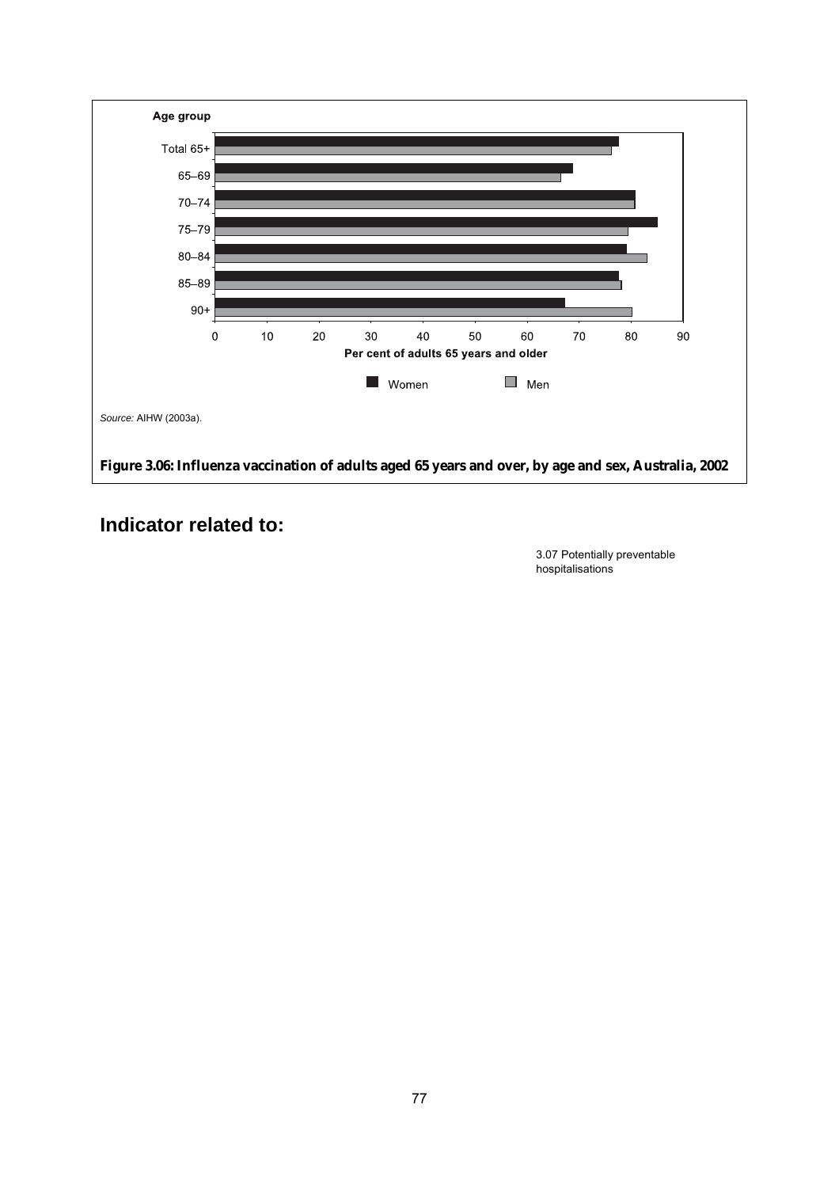Source: AIHW (2003a).

**Figure 3.06: Influenza vaccination of adults aged 65 years and over, by age and sex, Australia, 2002**

## Indicator related to:

3.07 Potentially preventable hospitalisations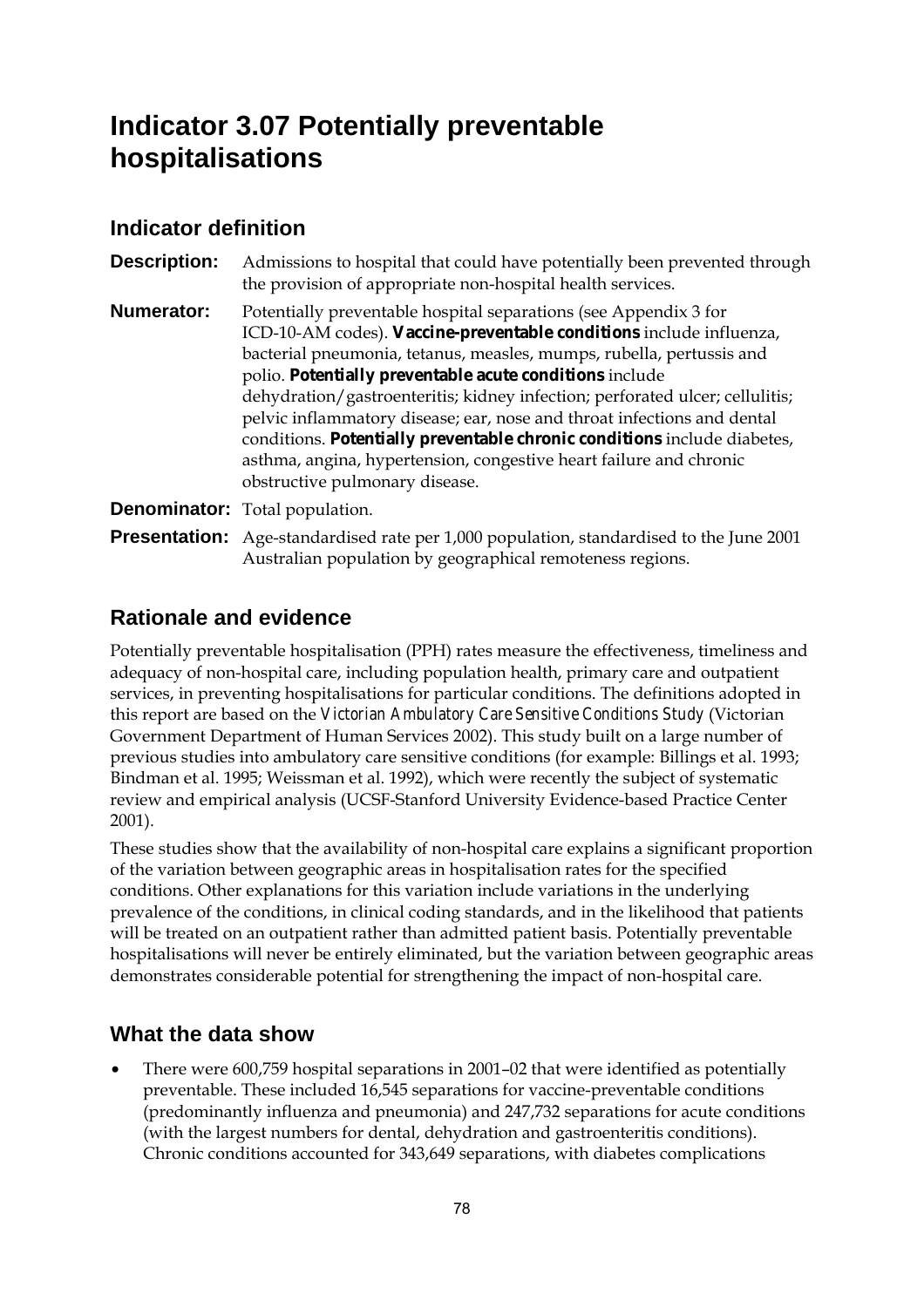# Indicator 3.07 Potentially preventable hospitalisations

## Indicator definition

**Description:** Admissions to hospital that could have potentially been prevented through the provision of appropriate non-hospital health services.

**Numerator:** Potentially preventable hospital separations (see Appendix 3 for ICD-10-AM codes). **Vaccine-preventable conditions** include influenza, bacterial pneumonia, tetanus, measles, mumps, rubella, pertussis and polio. **Potentially preventable acute conditions** include dehydration/gastroenteritis; kidney infection; perforated ulcer; cellulitis; pelvic inflammatory disease; ear, nose and throat infections and dental conditions. **Potentially preventable chronic conditions** include diabetes, asthma, angina, hypertension, congestive heart failure and chronic obstructive pulmonary disease.

**Denominator:** Total population.

**Presentation:** Age-standardised rate per 1,000 population, standardised to the June 2001 Australian population by geographical remoteness regions.

## Rationale and evidence

Potentially preventable hospitalisation (PPH) rates measure the effectiveness, timeliness and adequacy of non-hospital care, including population health, primary care and outpatient services, in preventing hospitalisations for particular conditions. The definitions adopted in this report are based on the *Victorian Ambulatory Care Sensitive Conditions Study* (Victorian Government Department of Human Services 2002). This study built on a large number of previous studies into ambulatory care sensitive conditions (for example: Billings et al. 1993; Bindman et al. 1995; Weissman et al. 1992), which were recently the subject of systematic review and empirical analysis (UCSF-Stanford University Evidence-based Practice Center 2001).

These studies show that the availability of non-hospital care explains a significant proportion of the variation between geographic areas in hospitalisation rates for the specified conditions. Other explanations for this variation include variations in the underlying prevalence of the conditions, in clinical coding standards, and in the likelihood that patients will be treated on an outpatient rather than admitted patient basis. Potentially preventable hospitalisations will never be entirely eliminated, but the variation between geographic areas demonstrates considerable potential for strengthening the impact of non-hospital care.

## What the data show

- There were 600,759 hospital separations in 2001–02 that were identified as potentially preventable. These included 16,545 separations for vaccine-preventable conditions (predominantly influenza and pneumonia) and 247,732 separations for acute conditions (with the largest numbers for dental, dehydration and gastroenteritis conditions). Chronic conditions accounted for 343,649 separations, with diabetes complications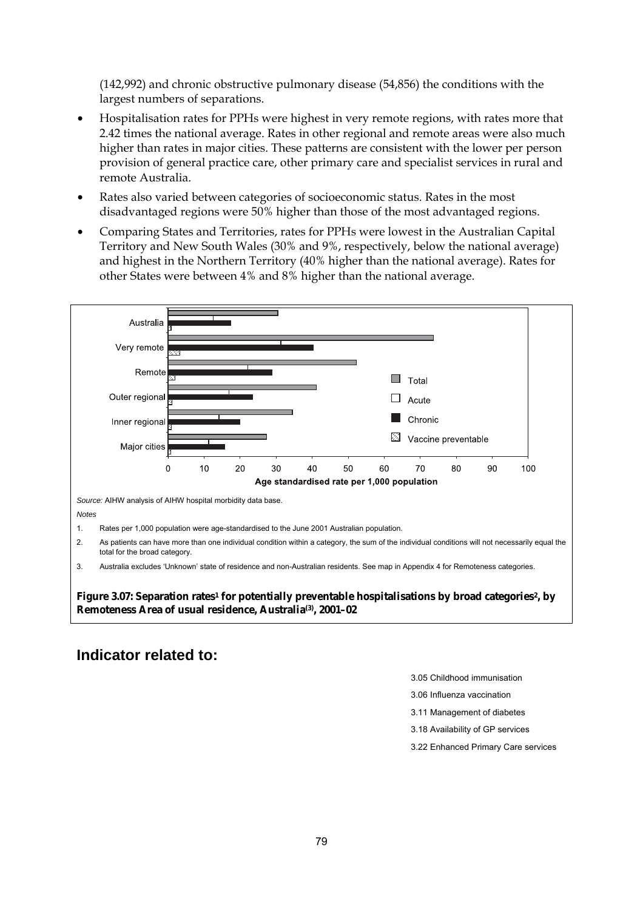(142,992) and chronic obstructive pulmonary disease (54,856) the conditions with the largest numbers of separations.

- Hospitalisation rates for PPHs were highest in very remote regions, with rates more that 2.42 times the national average. Rates in other regional and remote areas were also much higher than rates in major cities. These patterns are consistent with the lower per person provision of general practice care, other primary care and specialist services in rural and remote Australia.
- Rates also varied between categories of socioeconomic status. Rates in the most disadvantaged regions were 50% higher than those of the most advantaged regions.
- Comparing States and Territories, rates for PPHs were lowest in the Australian Capital Territory and New South Wales (30% and 9%, respectively, below the national average) and highest in the Northern Territory (40% higher than the national average). Rates for other States were between 4% and 8% higher than the national average.

*Source:* AIHW analysis of AIHW hospital morbidity data base.

*Notes*

1. Rates per 1,000 population were age-standardised to the June 2001 Australian population.
2. As patients can have more than one individual condition within a category, the sum of the individual conditions will not necessarily equal the total for the broad category.
3. Australia excludes 'Unknown' state of residence and non-Australian residents. See map in Appendix 4 for Remoteness categories.

**Figure 3.07: Separation rates[1] for potentially preventable hospitalisations by broad categories[2], by Remoteness Area of usual residence, Australia[(3)], 2001–02**

## Indicator related to:

3.05 Childhood immunisation

3.06 Influenza vaccination

3.11 Management of diabetes

3.18 Availability of GP services

3.22 Enhanced Primary Care services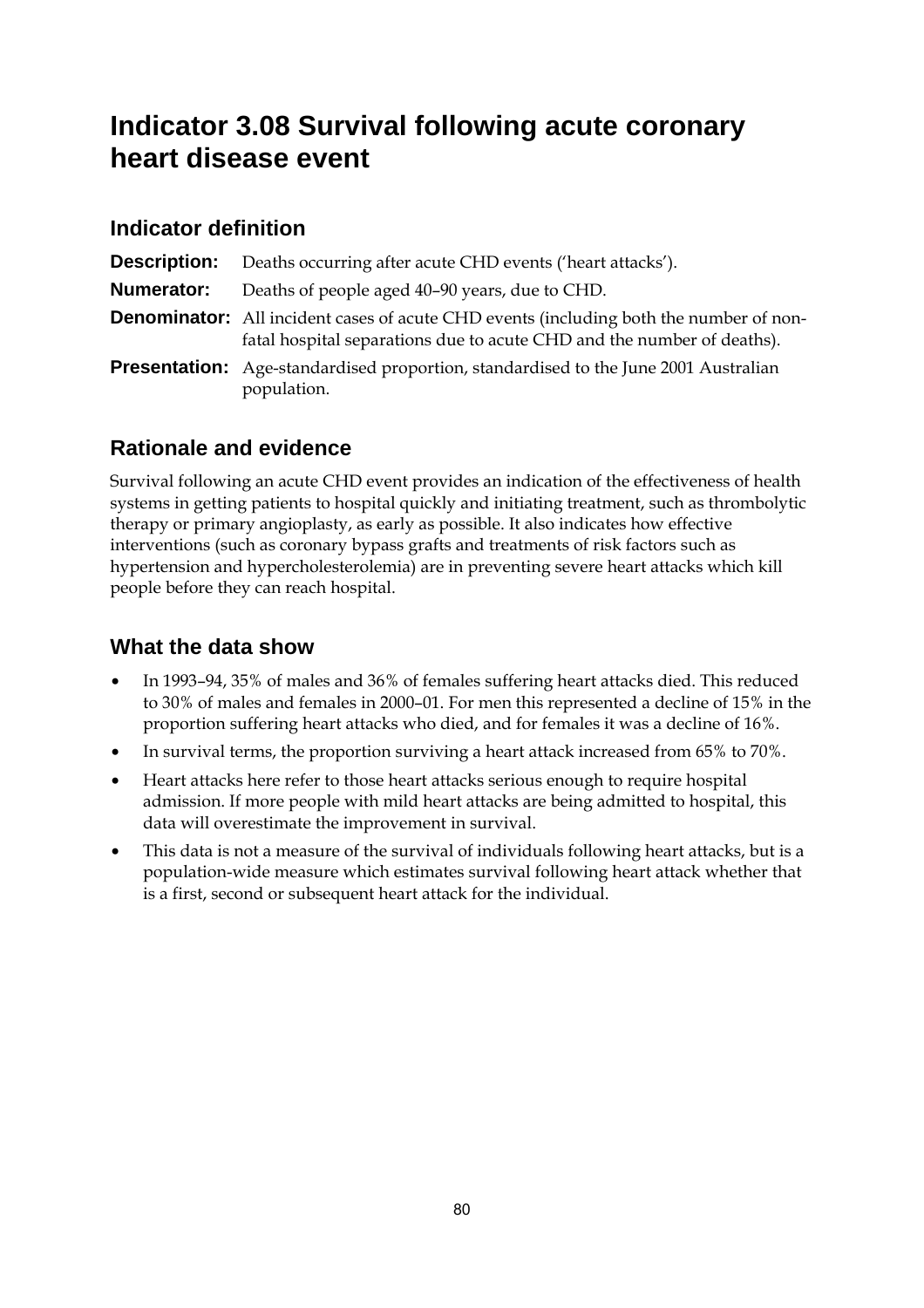# Indicator 3.08 Survival following acute coronary heart disease event

## Indicator definition

**Description:** Deaths occurring after acute CHD events ('heart attacks').

**Numerator:** Deaths of people aged 40–90 years, due to CHD.

**Denominator:** All incident cases of acute CHD events (including both the number of non-fatal hospital separations due to acute CHD and the number of deaths).

**Presentation:** Age-standardised proportion, standardised to the June 2001 Australian population.

## Rationale and evidence

Survival following an acute CHD event provides an indication of the effectiveness of health systems in getting patients to hospital quickly and initiating treatment, such as thrombolytic therapy or primary angioplasty, as early as possible. It also indicates how effective interventions (such as coronary bypass grafts and treatments of risk factors such as hypertension and hypercholesterolemia) are in preventing severe heart attacks which kill people before they can reach hospital.

## What the data show

- In 1993–94, 35% of males and 36% of females suffering heart attacks died. This reduced to 30% of males and females in 2000–01. For men this represented a decline of 15% in the proportion suffering heart attacks who died, and for females it was a decline of 16%.
- In survival terms, the proportion surviving a heart attack increased from 65% to 70%.
- Heart attacks here refer to those heart attacks serious enough to require hospital admission. If more people with mild heart attacks are being admitted to hospital, this data will overestimate the improvement in survival.
- This data is not a measure of the survival of individuals following heart attacks, but is a population-wide measure which estimates survival following heart attack whether that is a first, second or subsequent heart attack for the individual.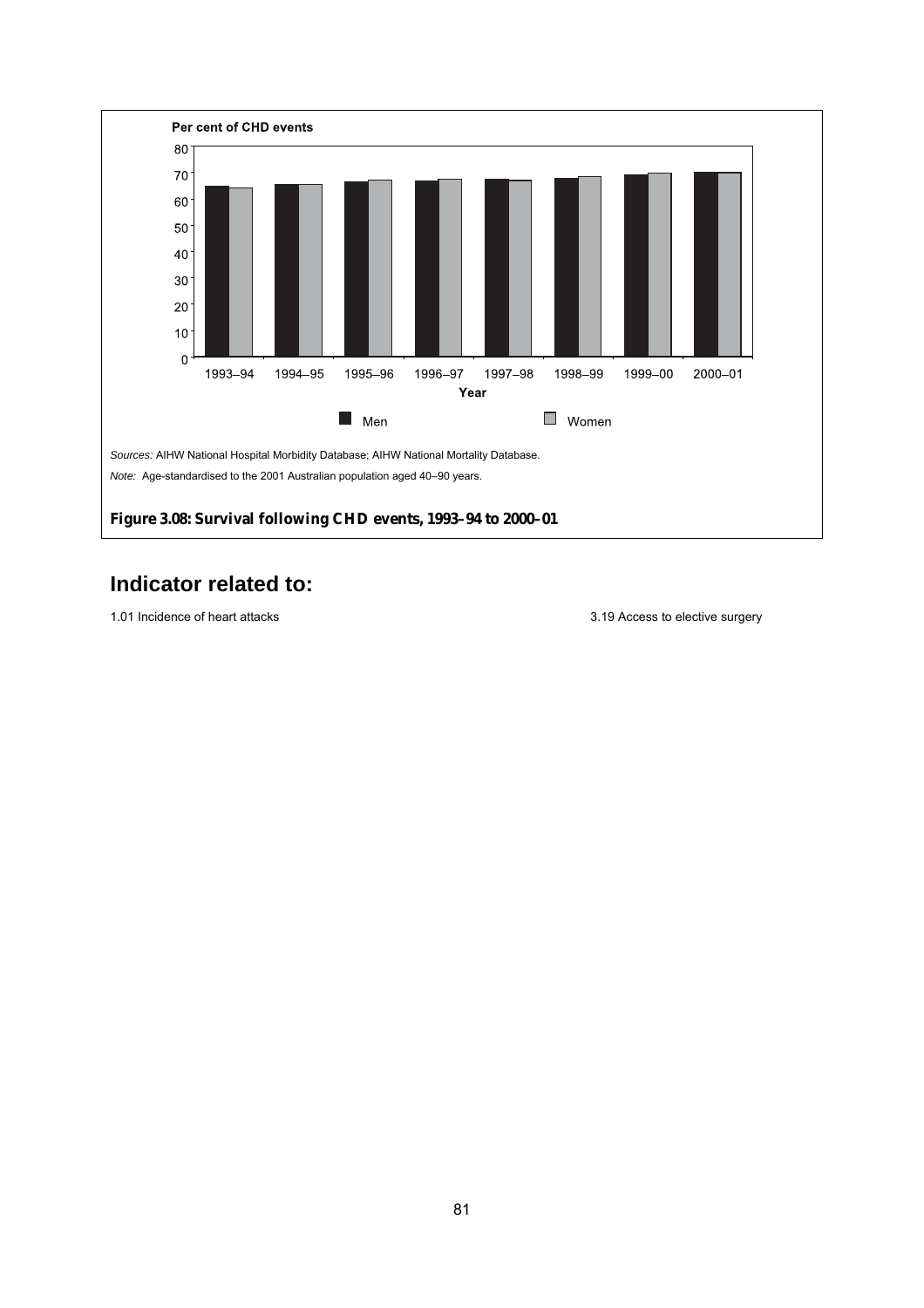Per cent of CHD events

Sources: AIHW National Hospital Morbidity Database; AIHW National Mortality Database.

Note: Age-standardised to the 2001 Australian population aged 40–90 years.

**Figure 3.08: Survival following CHD events, 1993–94 to 2000–01**

## Indicator related to:

1.01 Incidence of heart attacks

3.19 Access to elective surgery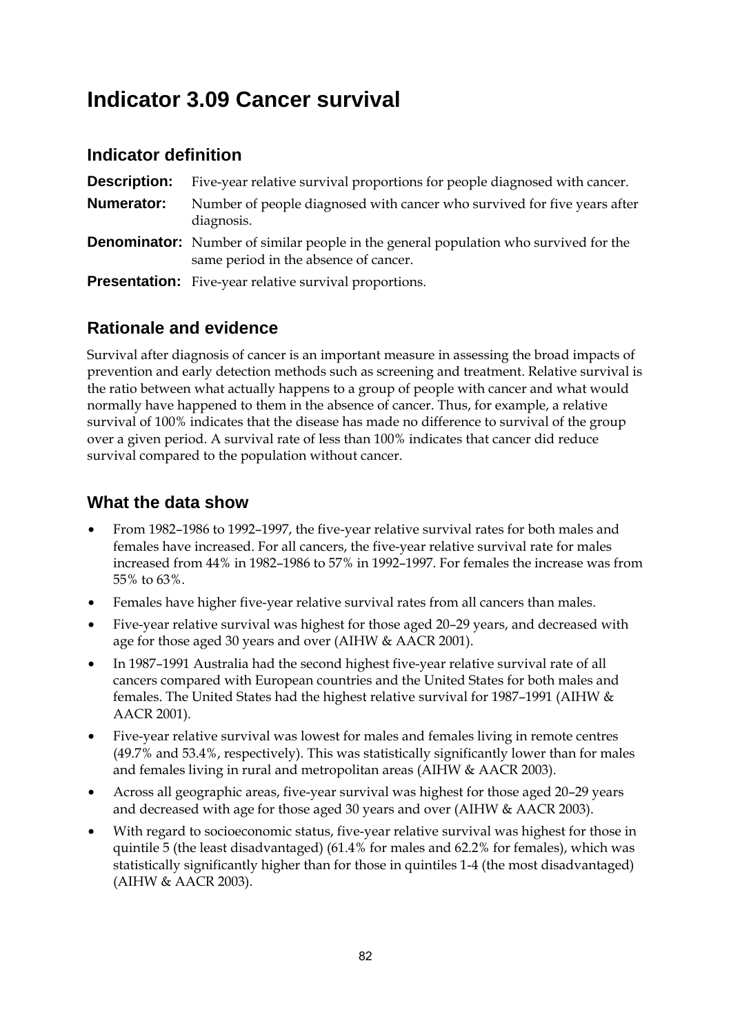# Indicator 3.09 Cancer survival

## Indicator definition

**Description:** Five-year relative survival proportions for people diagnosed with cancer.

**Numerator:** Number of people diagnosed with cancer who survived for five years after diagnosis.

**Denominator:** Number of similar people in the general population who survived for the same period in the absence of cancer.

**Presentation:** Five-year relative survival proportions.

## Rationale and evidence

Survival after diagnosis of cancer is an important measure in assessing the broad impacts of prevention and early detection methods such as screening and treatment. Relative survival is the ratio between what actually happens to a group of people with cancer and what would normally have happened to them in the absence of cancer. Thus, for example, a relative survival of 100% indicates that the disease has made no difference to survival of the group over a given period. A survival rate of less than 100% indicates that cancer did reduce survival compared to the population without cancer.

## What the data show

- From 1982–1986 to 1992–1997, the five-year relative survival rates for both males and females have increased. For all cancers, the five-year relative survival rate for males increased from 44% in 1982–1986 to 57% in 1992–1997. For females the increase was from 55% to 63%.
- Females have higher five-year relative survival rates from all cancers than males.
- Five-year relative survival was highest for those aged 20–29 years, and decreased with age for those aged 30 years and over (AIHW & AACR 2001).
- In 1987–1991 Australia had the second highest five-year relative survival rate of all cancers compared with European countries and the United States for both males and females. The United States had the highest relative survival for 1987–1991 (AIHW & AACR 2001).
- Five-year relative survival was lowest for males and females living in remote centres (49.7% and 53.4%, respectively). This was statistically significantly lower than for males and females living in rural and metropolitan areas (AIHW & AACR 2003).
- Across all geographic areas, five-year survival was highest for those aged 20–29 years and decreased with age for those aged 30 years and over (AIHW & AACR 2003).
- With regard to socioeconomic status, five-year relative survival was highest for those in quintile 5 (the least disadvantaged) (61.4% for males and 62.2% for females), which was statistically significantly higher than for those in quintiles 1-4 (the most disadvantaged) (AIHW & AACR 2003).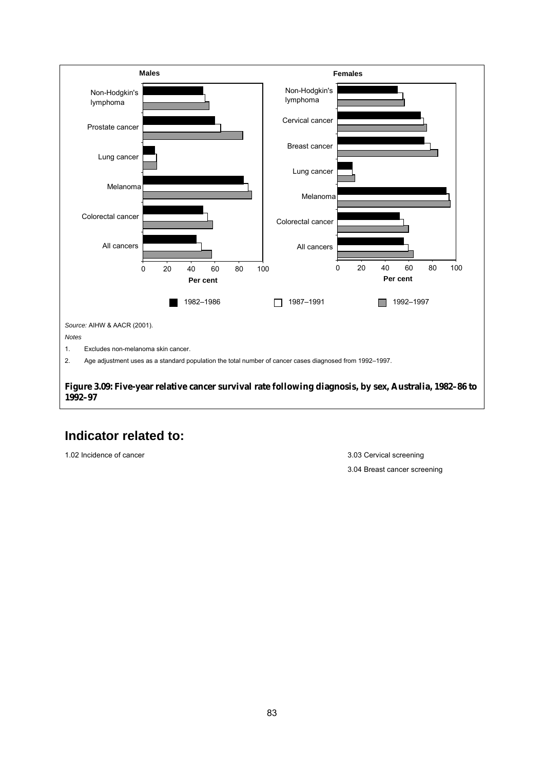*Source:* AIHW & AACR (2001).

*Notes*

1. Excludes non-melanoma skin cancer.
2. Age adjustment uses as a standard population the total number of cancer cases diagnosed from 1992–1997.

**Figure 3.09: Five-year relative cancer survival rate following diagnosis, by sex, Australia, 1982–86 to 1992–97**

## Indicator related to:

1.02 Incidence of cancer

3.03 Cervical screening

3.04 Breast cancer screening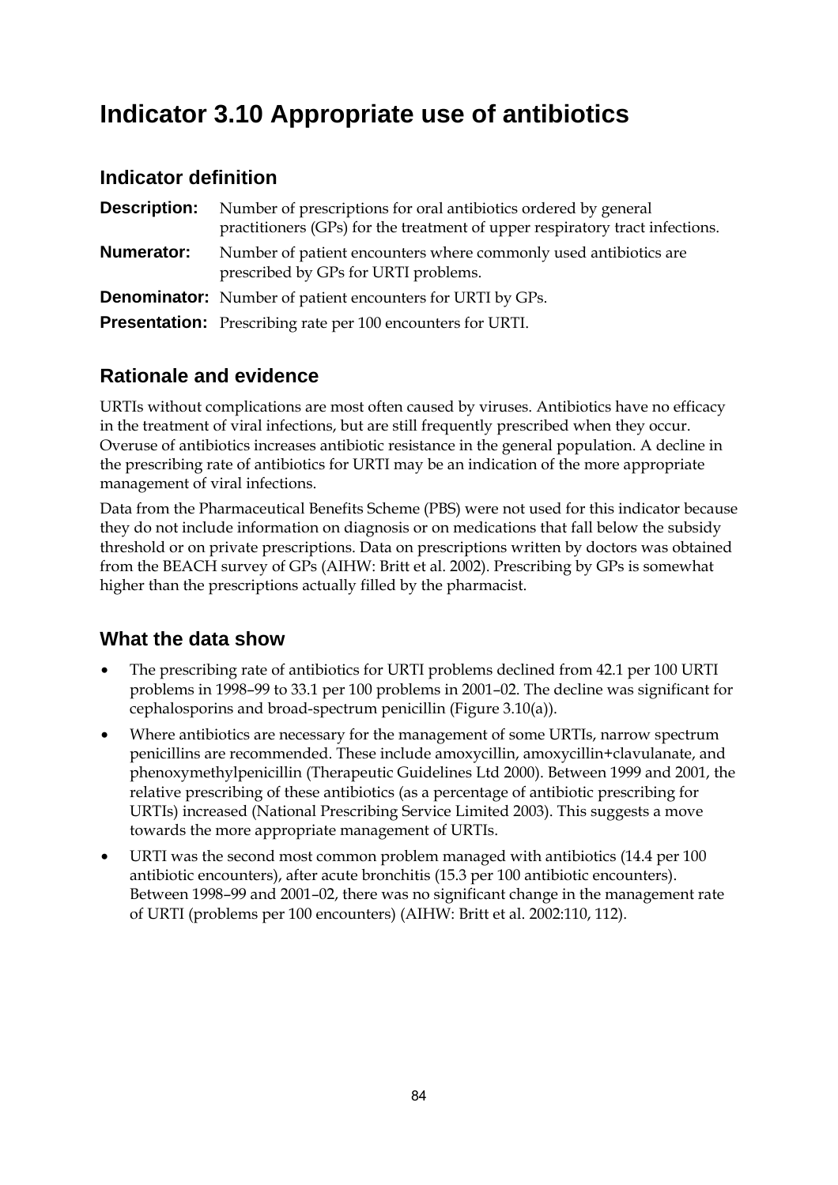# Indicator 3.10 Appropriate use of antibiotics

## Indicator definition

**Description:** Number of prescriptions for oral antibiotics ordered by general practitioners (GPs) for the treatment of upper respiratory tract infections.

**Numerator:** Number of patient encounters where commonly used antibiotics are prescribed by GPs for URTI problems.

**Denominator:** Number of patient encounters for URTI by GPs.

**Presentation:** Prescribing rate per 100 encounters for URTI.

## Rationale and evidence

URTIs without complications are most often caused by viruses. Antibiotics have no efficacy in the treatment of viral infections, but are still frequently prescribed when they occur. Overuse of antibiotics increases antibiotic resistance in the general population. A decline in the prescribing rate of antibiotics for URTI may be an indication of the more appropriate management of viral infections.

Data from the Pharmaceutical Benefits Scheme (PBS) were not used for this indicator because they do not include information on diagnosis or on medications that fall below the subsidy threshold or on private prescriptions. Data on prescriptions written by doctors was obtained from the BEACH survey of GPs (AIHW: Britt et al. 2002). Prescribing by GPs is somewhat higher than the prescriptions actually filled by the pharmacist.

## What the data show

- The prescribing rate of antibiotics for URTI problems declined from 42.1 per 100 URTI problems in 1998–99 to 33.1 per 100 problems in 2001–02. The decline was significant for cephalosporins and broad-spectrum penicillin (Figure 3.10(a)).
- Where antibiotics are necessary for the management of some URTIs, narrow spectrum penicillins are recommended. These include amoxycillin, amoxycillin+clavulanate, and phenoxymethylpenicillin (Therapeutic Guidelines Ltd 2000). Between 1999 and 2001, the relative prescribing of these antibiotics (as a percentage of antibiotic prescribing for URTIs) increased (National Prescribing Service Limited 2003). This suggests a move towards the more appropriate management of URTIs.
- URTI was the second most common problem managed with antibiotics (14.4 per 100 antibiotic encounters), after acute bronchitis (15.3 per 100 antibiotic encounters). Between 1998–99 and 2001–02, there was no significant change in the management rate of URTI (problems per 100 encounters) (AIHW: Britt et al. 2002:110, 112).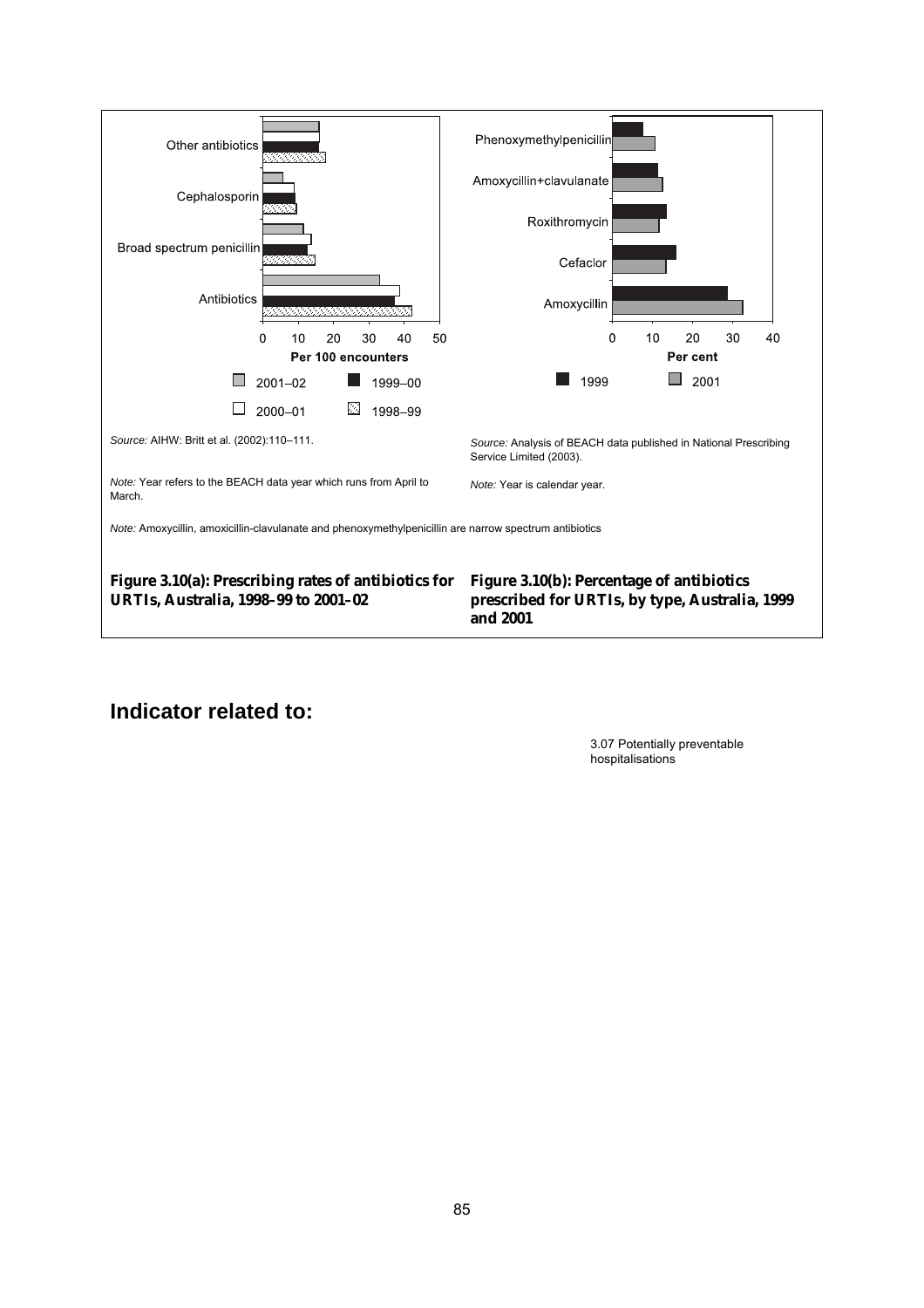Source: AIHW: Britt et al. (2002):110–111.

Note: Year refers to the BEACH data year which runs from April to March.

Source: Analysis of BEACH data published in National Prescribing Service Limited (2003).

Note: Year is calendar year.

Note: Amoxycillin, amoxicillin-clavulanate and phenoxymethylpenicillin are narrow spectrum antibiotics

**Figure 3.10(a): Prescribing rates of antibiotics for URTIs, Australia, 1998–99 to 2001–02**

**Figure 3.10(b): Percentage of antibiotics prescribed for URTIs, by type, Australia, 1999 and 2001**

## Indicator related to:

3.07 Potentially preventable hospitalisations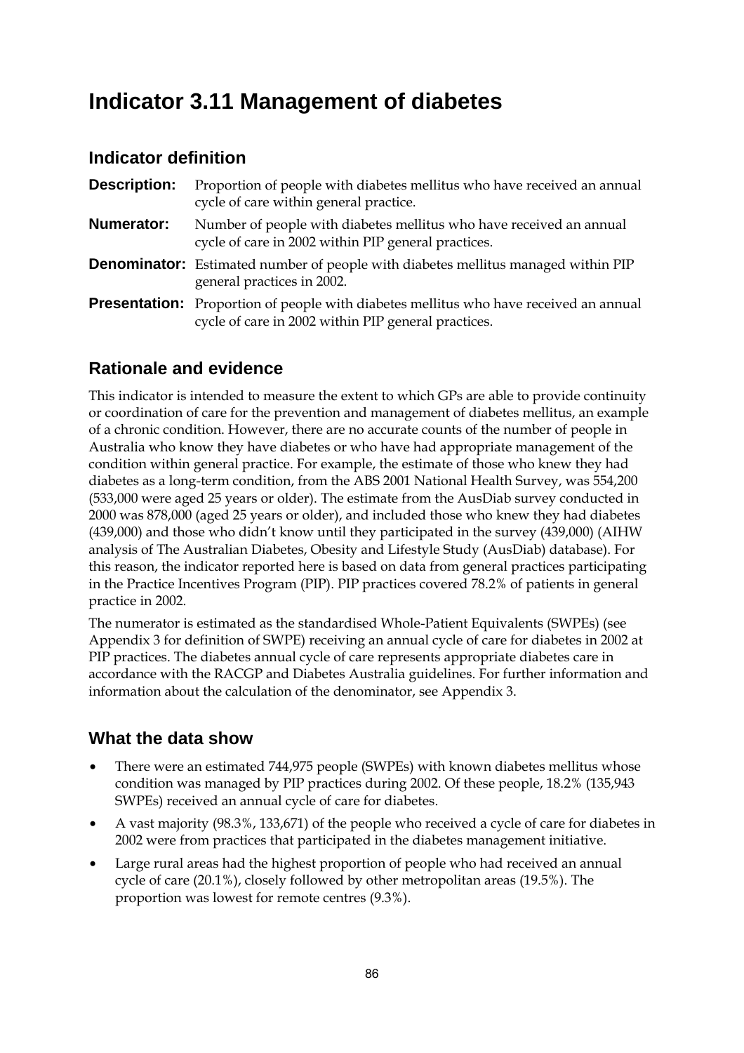# Indicator 3.11 Management of diabetes

## Indicator definition

**Description:** Proportion of people with diabetes mellitus who have received an annual cycle of care within general practice.

**Numerator:** Number of people with diabetes mellitus who have received an annual cycle of care in 2002 within PIP general practices.

**Denominator:** Estimated number of people with diabetes mellitus managed within PIP general practices in 2002.

**Presentation:** Proportion of people with diabetes mellitus who have received an annual cycle of care in 2002 within PIP general practices.

## Rationale and evidence

This indicator is intended to measure the extent to which GPs are able to provide continuity or coordination of care for the prevention and management of diabetes mellitus, an example of a chronic condition. However, there are no accurate counts of the number of people in Australia who know they have diabetes or who have had appropriate management of the condition within general practice. For example, the estimate of those who knew they had diabetes as a long-term condition, from the ABS 2001 National Health Survey, was 554,200 (533,000 were aged 25 years or older). The estimate from the AusDiab survey conducted in 2000 was 878,000 (aged 25 years or older), and included those who knew they had diabetes (439,000) and those who didn't know until they participated in the survey (439,000) (AIHW analysis of The Australian Diabetes, Obesity and Lifestyle Study (AusDiab) database). For this reason, the indicator reported here is based on data from general practices participating in the Practice Incentives Program (PIP). PIP practices covered 78.2% of patients in general practice in 2002.

The numerator is estimated as the standardised Whole-Patient Equivalents (SWPEs) (see Appendix 3 for definition of SWPE) receiving an annual cycle of care for diabetes in 2002 at PIP practices. The diabetes annual cycle of care represents appropriate diabetes care in accordance with the RACGP and Diabetes Australia guidelines. For further information and information about the calculation of the denominator, see Appendix 3.

## What the data show

- There were an estimated 744,975 people (SWPEs) with known diabetes mellitus whose condition was managed by PIP practices during 2002. Of these people, 18.2% (135,943 SWPEs) received an annual cycle of care for diabetes.
- A vast majority (98.3%, 133,671) of the people who received a cycle of care for diabetes in 2002 were from practices that participated in the diabetes management initiative.
- Large rural areas had the highest proportion of people who had received an annual cycle of care (20.1%), closely followed by other metropolitan areas (19.5%). The proportion was lowest for remote centres (9.3%).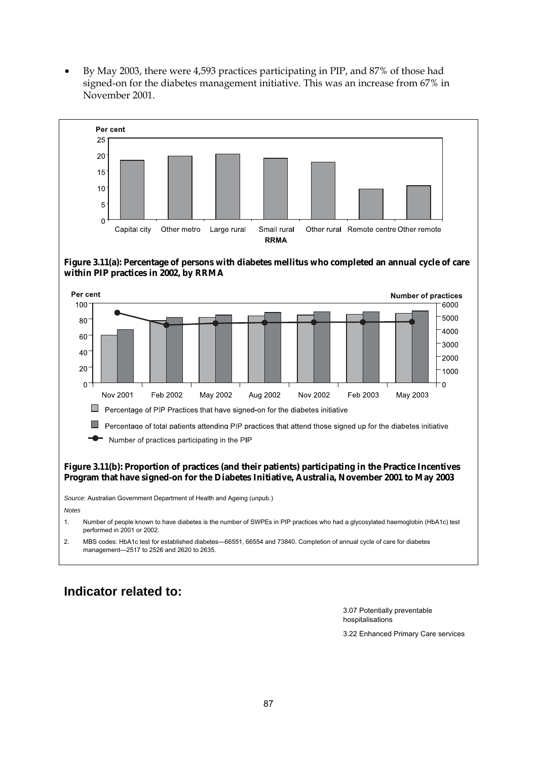- By May 2003, there were 4,593 practices participating in PIP, and 87% of those had signed-on for the diabetes management initiative. This was an increase from 67% in November 2001.

**Figure 3.11(a): Percentage of persons with diabetes mellitus who completed an annual cycle of care within PIP practices in 2002, by RRMA**

**Figure 3.11(b): Proportion of practices (and their patients) participating in the Practice Incentives Program that have signed-on for the Diabetes Initiative, Australia, November 2001 to May 2003**

*Source*: Australian Government Department of Health and Ageing (unpub.)

*Notes*

1. Number of people known to have diabetes is the number of SWPEs in PIP practices who had a glycosylated haemoglobin (HbA1c) test performed in 2001 or 2002.
2. MBS codes: HbA1c test for established diabetes—66551, 66554 and 73840. Completion of annual cycle of care for diabetes management—2517 to 2526 and 2620 to 2635.

## Indicator related to:

3.07 Potentially preventable hospitalisations

3.22 Enhanced Primary Care services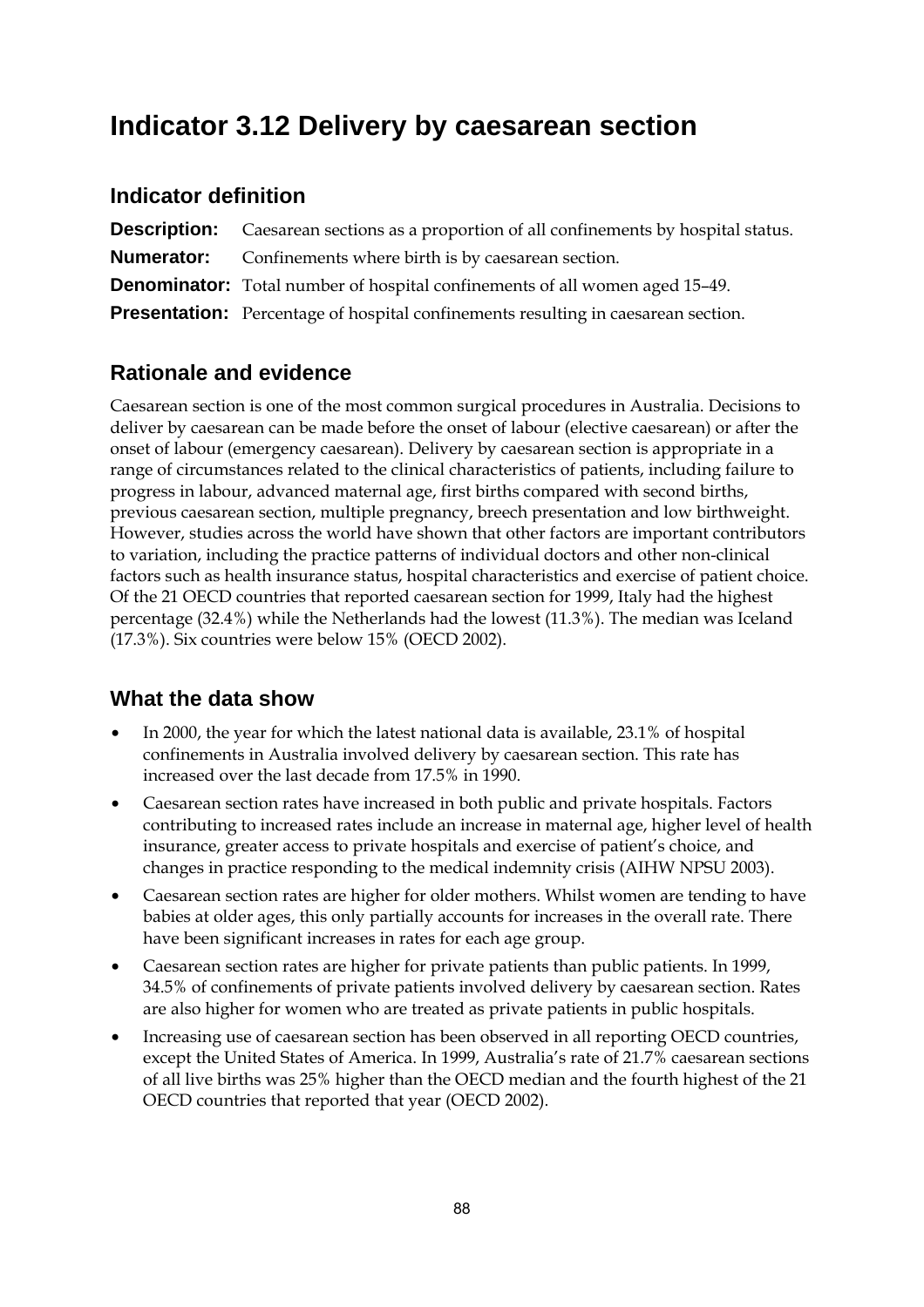# Indicator 3.12 Delivery by caesarean section

## Indicator definition

**Description:** Caesarean sections as a proportion of all confinements by hospital status.

**Numerator:** Confinements where birth is by caesarean section.

**Denominator:** Total number of hospital confinements of all women aged 15–49.

**Presentation:** Percentage of hospital confinements resulting in caesarean section.

## Rationale and evidence

Caesarean section is one of the most common surgical procedures in Australia. Decisions to deliver by caesarean can be made before the onset of labour (elective caesarean) or after the onset of labour (emergency caesarean). Delivery by caesarean section is appropriate in a range of circumstances related to the clinical characteristics of patients, including failure to progress in labour, advanced maternal age, first births compared with second births, previous caesarean section, multiple pregnancy, breech presentation and low birthweight. However, studies across the world have shown that other factors are important contributors to variation, including the practice patterns of individual doctors and other non-clinical factors such as health insurance status, hospital characteristics and exercise of patient choice. Of the 21 OECD countries that reported caesarean section for 1999, Italy had the highest percentage (32.4%) while the Netherlands had the lowest (11.3%). The median was Iceland (17.3%). Six countries were below 15% (OECD 2002).

## What the data show

- In 2000, the year for which the latest national data is available, 23.1% of hospital confinements in Australia involved delivery by caesarean section. This rate has increased over the last decade from 17.5% in 1990.
- Caesarean section rates have increased in both public and private hospitals. Factors contributing to increased rates include an increase in maternal age, higher level of health insurance, greater access to private hospitals and exercise of patient's choice, and changes in practice responding to the medical indemnity crisis (AIHW NPSU 2003).
- Caesarean section rates are higher for older mothers. Whilst women are tending to have babies at older ages, this only partially accounts for increases in the overall rate. There have been significant increases in rates for each age group.
- Caesarean section rates are higher for private patients than public patients. In 1999, 34.5% of confinements of private patients involved delivery by caesarean section. Rates are also higher for women who are treated as private patients in public hospitals.
- Increasing use of caesarean section has been observed in all reporting OECD countries, except the United States of America. In 1999, Australia's rate of 21.7% caesarean sections of all live births was 25% higher than the OECD median and the fourth highest of the 21 OECD countries that reported that year (OECD 2002).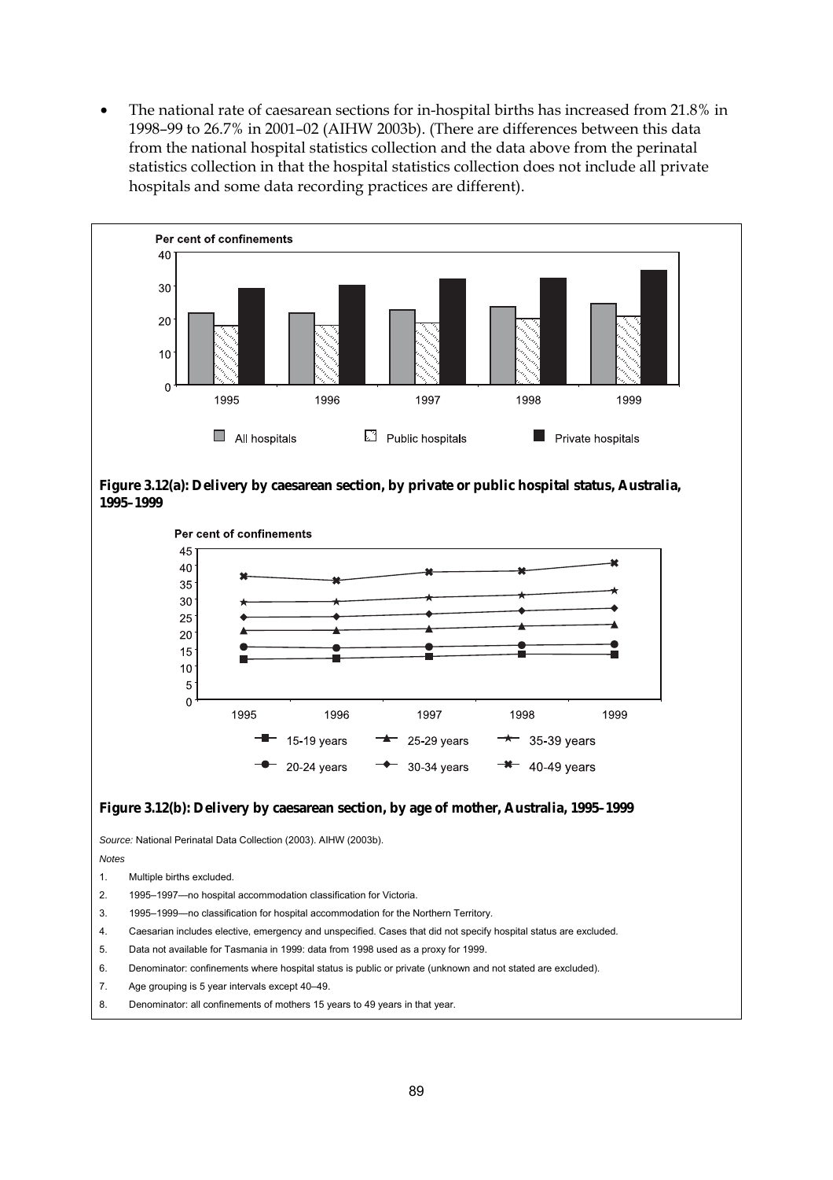- The national rate of caesarean sections for in-hospital births has increased from 21.8% in 1998–99 to 26.7% in 2001–02 (AIHW 2003b). (There are differences between this data from the national hospital statistics collection and the data above from the perinatal statistics collection in that the hospital statistics collection does not include all private hospitals and some data recording practices are different).

Per cent of confinements

40
30
20
10
0

1995 1996 1997 1998 1999

All hospitals Public hospitals Private hospitals

**Figure 3.12(a): Delivery by caesarean section, by private or public hospital status, Australia, 1995–1999**

Per cent of confinements

45
40
35
30
25
20
15
10
5
0

1995 1996 1997 1998 1999

15-19 years 25-29 years 35-39 years
20-24 years 30-34 years 40-49 years

**Figure 3.12(b): Delivery by caesarean section, by age of mother, Australia, 1995–1999**

*Source:* National Perinatal Data Collection (2003). AIHW (2003b).

*Notes*

1. Multiple births excluded.
2. 1995–1997—no hospital accommodation classification for Victoria.
3. 1995–1999—no classification for hospital accommodation for the Northern Territory.
4. Caesarian includes elective, emergency and unspecified. Cases that did not specify hospital status are excluded.
5. Data not available for Tasmania in 1999: data from 1998 used as a proxy for 1999.
6. Denominator: confinements where hospital status is public or private (unknown and not stated are excluded).
7. Age grouping is 5 year intervals except 40–49.
8. Denominator: all confinements of mothers 15 years to 49 years in that year.